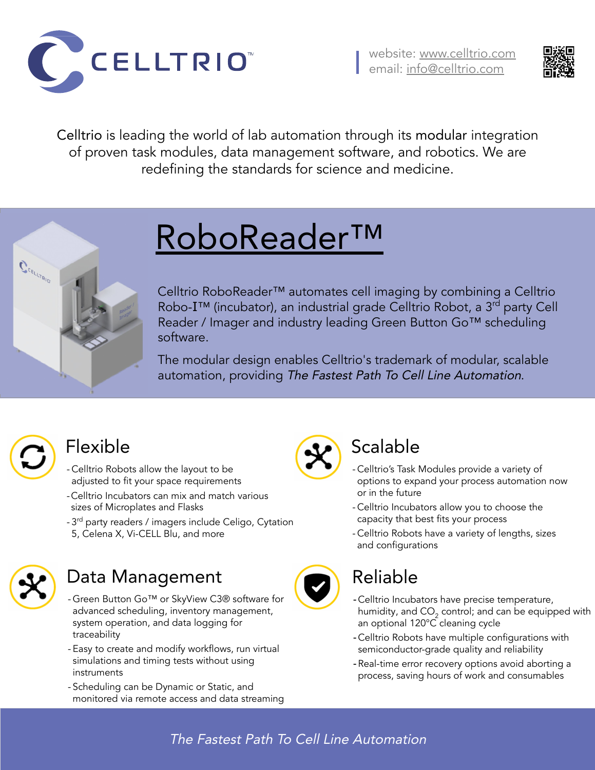# CELLTRIO

website: www.celltrio.com
email: info@celltrio.com

Celltrio is leading the world of lab automation through its modular integration of proven task modules, data management software, and robotics. We are redefining the standards for science and medicine.

## RoboReader™

Celltrio RoboReader™ automates cell imaging by combining a Celltrio Robo-I™ (incubator), an industrial grade Celltrio Robot, a 3rd party Cell Reader / Imager and industry leading Green Button Go™ scheduling software.

The modular design enables Celltrio's trademark of modular, scalable automation, providing *The Fastest Path To Cell Line Automation*.

### Flexible

- Celltrio Robots allow the layout to be adjusted to fit your space requirements
- Celltrio Incubators can mix and match various sizes of Microplates and Flasks
- 3rd party readers / imagers include Celigo, Cytation 5, Celena X, Vi-CELL Blu, and more

### Scalable

- Celltrio's Task Modules provide a variety of options to expand your process automation now or in the future
- Celltrio Incubators allow you to choose the capacity that best fits your process
- Celltrio Robots have a variety of lengths, sizes and configurations

### Data Management

- Green Button Go™ or SkyView C3® software for advanced scheduling, inventory management, system operation, and data logging for traceability
- Easy to create and modify workflows, run virtual simulations and timing tests without using instruments
- Scheduling can be Dynamic or Static, and monitored via remote access and data streaming

### Reliable

- Celltrio Incubators have precise temperature, humidity, and $CO_2$ control; and can be equipped with an optional 120°C cleaning cycle
- Celltrio Robots have multiple configurations with semiconductor-grade quality and reliability
- Real-time error recovery options avoid aborting a process, saving hours of work and consumables

*The Fastest Path To Cell Line Automation*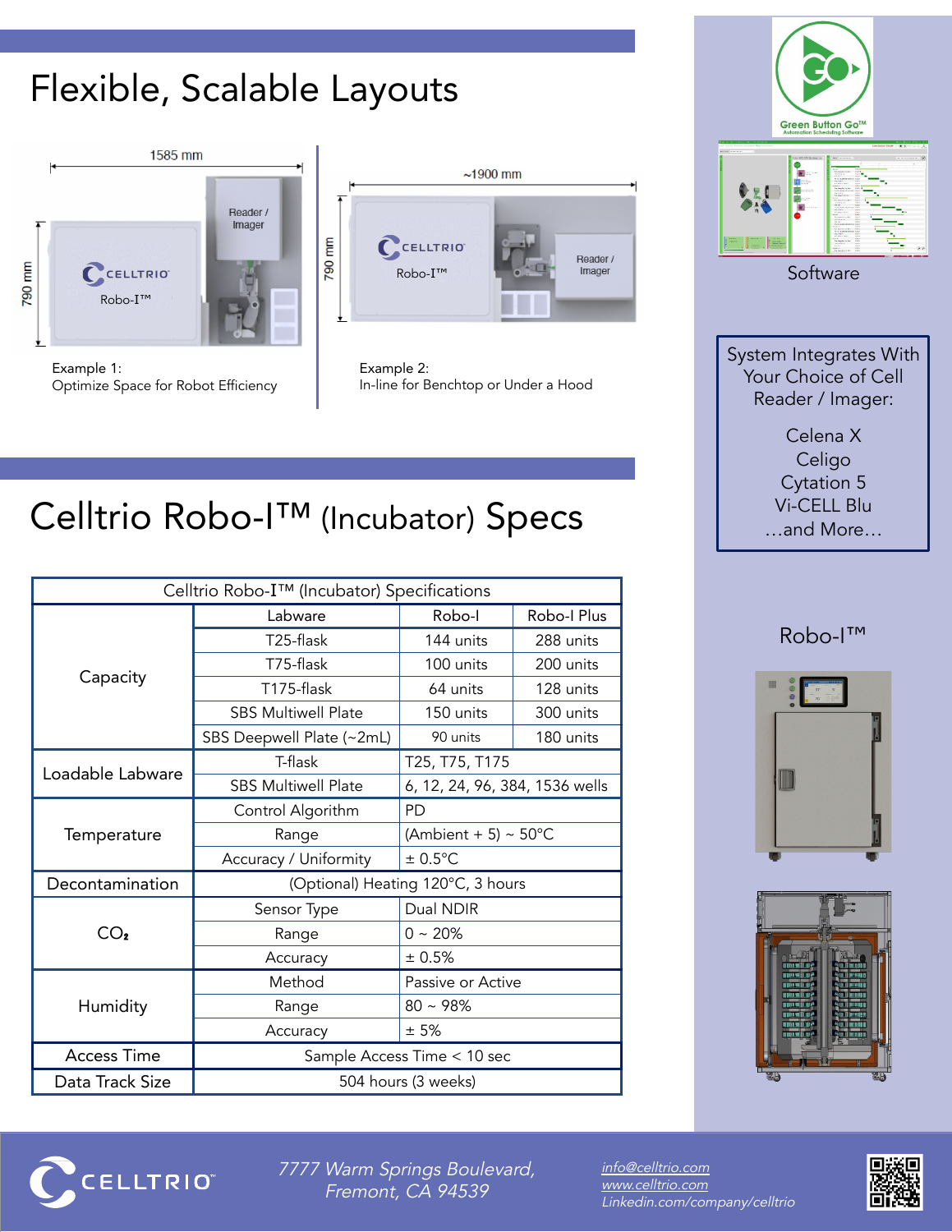# Flexible, Scalable Layouts

1585 mm

790 mm

Reader / Imager

CELLTRIO

Robo-I™

Example 1:
Optimize Space for Robot Efficiency

~1900 mm

790 mm

CELLTRIO

Robo-I™

Reader / Imager

Example 2:
In-line for Benchtop or Under a Hood

# Celltrio Robo-I™ (Incubator) Specs

| Celltrio Robo-I™ (Incubator) Specifications | | | |
|---|---|---|---|
| Capacity | Labware | Robo-I | Robo-I Plus |
| | T25-flask | 144 units | 288 units |
| | T75-flask | 100 units | 200 units |
| | T175-flask | 64 units | 128 units |
| | SBS Multiwell Plate | 150 units | 300 units |
| | SBS Deepwell Plate (~2mL) | 90 units | 180 units |
| Loadable Labware | T-flask | T25, T75, T175 | |
| | SBS Multiwell Plate | 6, 12, 24, 96, 384, 1536 wells | |
| Temperature | Control Algorithm | PD | |
| | Range | (Ambient + 5) ~ 50°C | |
| | Accuracy / Uniformity | ± 0.5°C | |
| Decontamination | (Optional) Heating 120°C, 3 hours | | |
| $CO_2$ | Sensor Type | Dual NDIR | |
| | Range | 0 ~ 20% | |
| | Accuracy | ± 0.5% | |
| Humidity | Method | Passive or Active | |
| | Range | 80 ~ 98% | |
| | Accuracy | ± 5% | |
| Access Time | Sample Access Time < 10 sec | | |
| Data Track Size | 504 hours (3 weeks) | | |

Green Button Go™
Automation Scheduling Software

Software

System Integrates With Your Choice of Cell Reader / Imager:

Celena X
Celigo
Cytation 5
Vi-CELL Blu
…and More…

Robo-I™

CELLTRIO

*7777 Warm Springs Boulevard,*
*Fremont, CA 94539*

*info@celltrio.com*
*www.celltrio.com*
*Linkedin.com/company/celltrio*